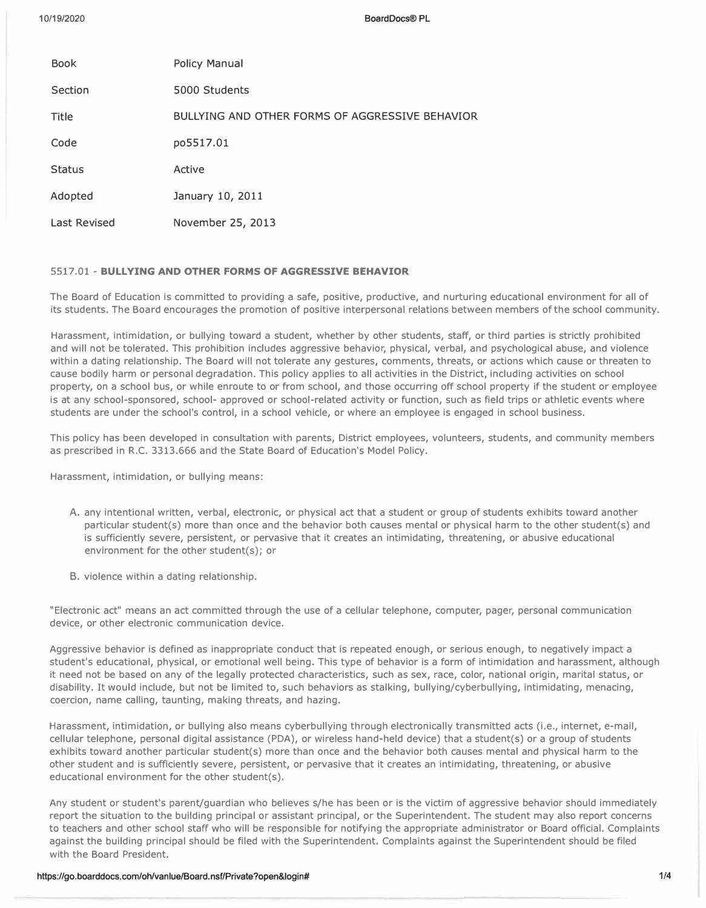| Book | Policy Manual |
| --- | --- |
| Section | 5000 Students |
| Title | BULLYING AND OTHER FORMS OF AGGRESSIVE BEHAVIOR |
| Code | po5517.01 |
| Status | Active |
| Adopted | January 10, 2011 |
| Last Revised | November 25, 2013 |

## 5517.01 - **BULLYING AND OTHER FORMS OF AGGRESSIVE BEHAVIOR**

The Board of Education is committed to providing a safe, positive, productive, and nurturing educational environment for all of its students. The Board encourages the promotion of positive interpersonal relations between members of the school community.

Harassment, intimidation, or bullying toward a student, whether by other students, staff, or third parties is strictly prohibited and will not be tolerated. This prohibition includes aggressive behavior, physical, verbal, and psychological abuse, and violence within a dating relationship. The Board will not tolerate any gestures, comments, threats, or actions which cause or threaten to cause bodily harm or personal degradation. This policy applies to all activities in the District, including activities on school property, on a school bus, or while enroute to or from school, and those occurring off school property if the student or employee is at any school-sponsored, school- approved or school-related activity or function, such as field trips or athletic events where students are under the school's control, in a school vehicle, or where an employee is engaged in school business.

This policy has been developed in consultation with parents, District employees, volunteers, students, and community members as prescribed in R.C. 3313.666 and the State Board of Education's Model Policy.

Harassment, intimidation, or bullying means:

A. any intentional written, verbal, electronic, or physical act that a student or group of students exhibits toward another particular student(s) more than once and the behavior both causes mental or physical harm to the other student(s) and is sufficiently severe, persistent, or pervasive that it creates an intimidating, threatening, or abusive educational environment for the other student(s); or

B. violence within a dating relationship.

"Electronic act" means an act committed through the use of a cellular telephone, computer, pager, personal communication device, or other electronic communication device.

Aggressive behavior is defined as inappropriate conduct that is repeated enough, or serious enough, to negatively impact a student's educational, physical, or emotional well being. This type of behavior is a form of intimidation and harassment, although it need not be based on any of the legally protected characteristics, such as sex, race, color, national origin, marital status, or disability. It would include, but not be limited to, such behaviors as stalking, bullying/cyberbullying, intimidating, menacing, coercion, name calling, taunting, making threats, and hazing.

Harassment, intimidation, or bullying also means cyberbullying through electronically transmitted acts (i.e., internet, e-mail, cellular telephone, personal digital assistance (PDA), or wireless hand-held device) that a student(s) or a group of students exhibits toward another particular student(s) more than once and the behavior both causes mental and physical harm to the other student and is sufficiently severe, persistent, or pervasive that it creates an intimidating, threatening, or abusive educational environment for the other student(s).

Any student or student's parent/guardian who believes s/he has been or is the victim of aggressive behavior should immediately report the situation to the building principal or assistant principal, or the Superintendent. The student may also report concerns to teachers and other school staff who will be responsible for notifying the appropriate administrator or Board official. Complaints against the building principal should be filed with the Superintendent. Complaints against the Superintendent should be filed with the Board President.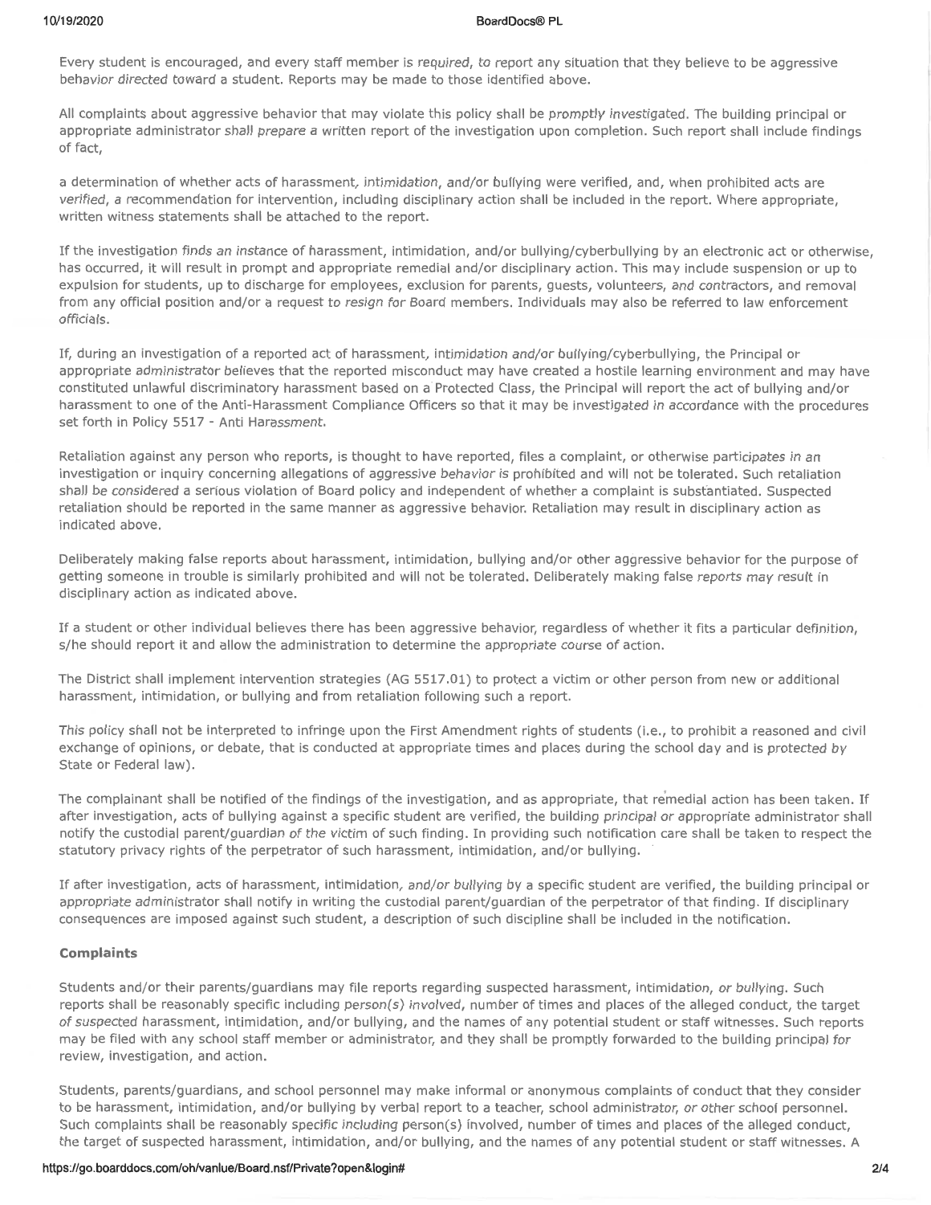Every student is encouraged, and every staff member is required, to report any situation that they believe to be aggressive behavior directed toward a student. Reports may be made to those identified above.

All complaints about aggressive behavior that may violate this policy shall be promptly investigated. The building principal or appropriate administrator shall prepare a written report of the investigation upon completion. Such report shall include findings of fact,

a determination of whether acts of harassment, intimidation, and/or bullying were verified, and, when prohibited acts are verified, a recommendation for intervention, including disciplinary action shall be included in the report. Where appropriate, written witness statements shall be attached to the report.

If the investigation finds an instance of harassment, intimidation, and/or bullying/cyberbullying by an electronic act or otherwise, has occurred, it will result in prompt and appropriate remedial and/or disciplinary action. This may include suspension or up to expulsion for students, up to discharge for employees, exclusion for parents, guests, volunteers, and contractors, and removal from any official position and/or a request to resign for Board members. Individuals may also be referred to law enforcement officials.

If, during an investigation of a reported act of harassment, intimidation and/or bullying/cyberbullying, the Principal or appropriate administrator believes that the reported misconduct may have created a hostile learning environment and may have constituted unlawful discriminatory harassment based on a Protected Class, the Principal will report the act of bullying and/or harassment to one of the Anti-Harassment Compliance Officers so that it may be investigated in accordance with the procedures set forth in Policy 5517 - Anti Harassment.

Retaliation against any person who reports, is thought to have reported, files a complaint, or otherwise participates in an investigation or inquiry concerning allegations of aggressive behavior is prohibited and will not be tolerated. Such retaliation shall be considered a serious violation of Board policy and independent of whether a complaint is substantiated. Suspected retaliation should be reported in the same manner as aggressive behavior. Retaliation may result in disciplinary action as indicated above.

Deliberately making false reports about harassment, intimidation, bullying and/or other aggressive behavior for the purpose of getting someone in trouble is similarly prohibited and will not be tolerated. Deliberately making false reports may result in disciplinary action as indicated above.

If a student or other individual believes there has been aggressive behavior, regardless of whether it fits a particular definition, s/he should report it and allow the administration to determine the appropriate course of action.

The District shall implement intervention strategies (AG 5517.01) to protect a victim or other person from new or additional harassment, intimidation, or bullying and from retaliation following such a report.

This policy shall not be interpreted to infringe upon the First Amendment rights of students (i.e., to prohibit a reasoned and civil exchange of opinions, or debate, that is conducted at appropriate times and places during the school day and is protected by State or Federal law).

The complainant shall be notified of the findings of the investigation, and as appropriate, that remedial action has been taken. If after investigation, acts of bullying against a specific student are verified, the building principal or appropriate administrator shall notify the custodial parent/guardian of the victim of such finding. In providing such notification care shall be taken to respect the statutory privacy rights of the perpetrator of such harassment, intimidation, and/or bullying.

If after investigation, acts of harassment, intimidation, and/or bullying by a specific student are verified, the building principal or appropriate administrator shall notify in writing the custodial parent/guardian of the perpetrator of that finding. If disciplinary consequences are imposed against such student, a description of such discipline shall be included in the notification.

**Complaints**

Students and/or their parents/guardians may file reports regarding suspected harassment, intimidation, or bullying. Such reports shall be reasonably specific including person(s) involved, number of times and places of the alleged conduct, the target of suspected harassment, intimidation, and/or bullying, and the names of any potential student or staff witnesses. Such reports may be filed with any school staff member or administrator, and they shall be promptly forwarded to the building principal for review, investigation, and action.

Students, parents/guardians, and school personnel may make informal or anonymous complaints of conduct that they consider to be harassment, intimidation, and/or bullying by verbal report to a teacher, school administrator, or other school personnel. Such complaints shall be reasonably specific including person(s) involved, number of times and places of the alleged conduct, the target of suspected harassment, intimidation, and/or bullying, and the names of any potential student or staff witnesses. A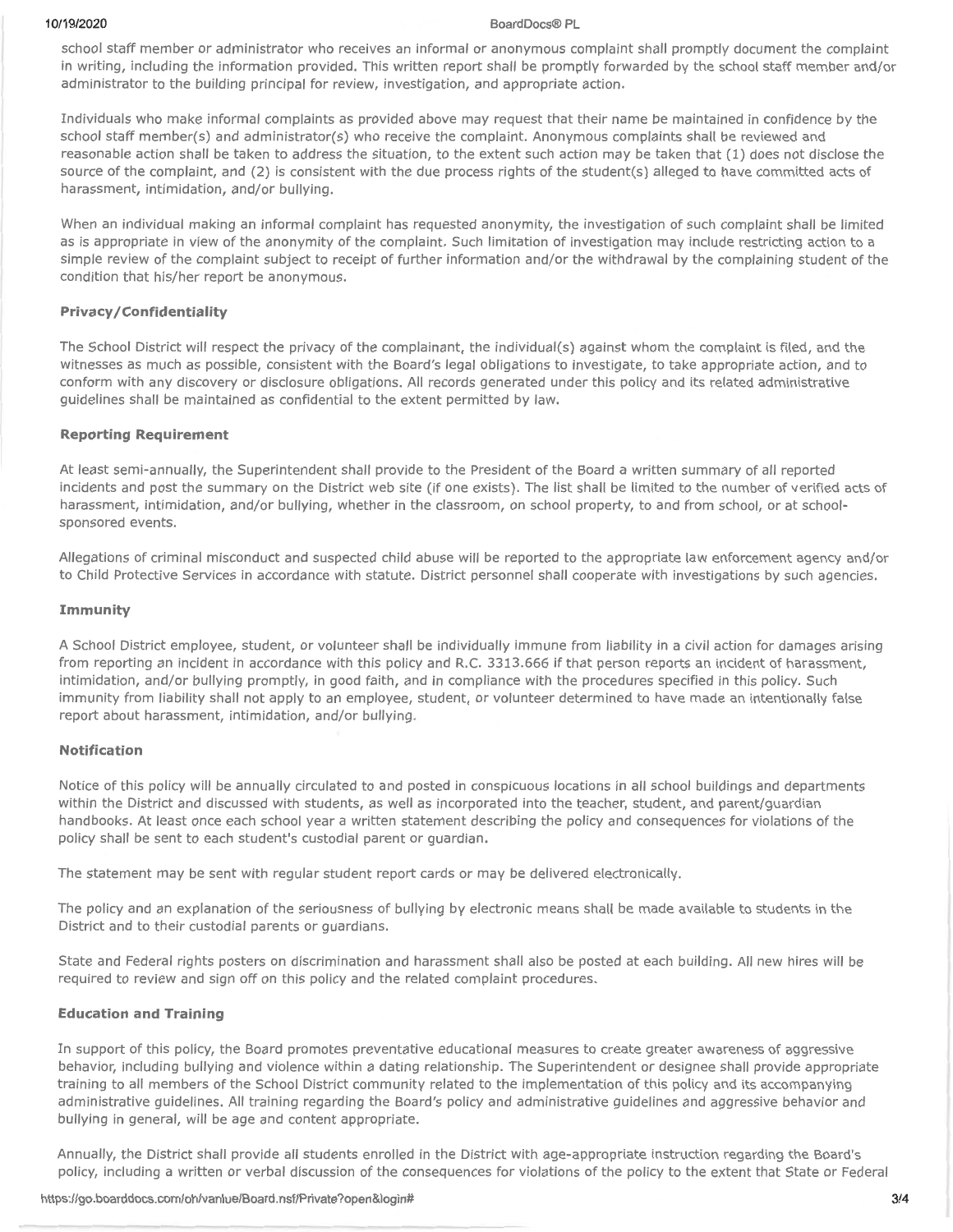school staff member or administrator who receives an informal or anonymous complaint shall promptly document the complaint in writing, including the information provided. This written report shall be promptly forwarded by the school staff member and/or administrator to the building principal for review, investigation, and appropriate action.

Individuals who make informal complaints as provided above may request that their name be maintained in confidence by the school staff member(s) and administrator(s) who receive the complaint. Anonymous complaints shall be reviewed and reasonable action shall be taken to address the situation, to the extent such action may be taken that (1) does not disclose the source of the complaint, and (2) is consistent with the due process rights of the student(s) alleged to have committed acts of harassment, intimidation, and/or bullying.

When an individual making an informal complaint has requested anonymity, the investigation of such complaint shall be limited as is appropriate in view of the anonymity of the complaint. Such limitation of investigation may include restricting action to a simple review of the complaint subject to receipt of further information and/or the withdrawal by the complaining student of the condition that his/her report be anonymous.

### Privacy/Confidentiality

The School District will respect the privacy of the complainant, the individual(s) against whom the complaint is filed, and the witnesses as much as possible, consistent with the Board's legal obligations to investigate, to take appropriate action, and to conform with any discovery or disclosure obligations. All records generated under this policy and its related administrative guidelines shall be maintained as confidential to the extent permitted by law.

### Reporting Requirement

At least semi-annually, the Superintendent shall provide to the President of the Board a written summary of all reported incidents and post the summary on the District web site (if one exists). The list shall be limited to the number of verified acts of harassment, intimidation, and/or bullying, whether in the classroom, on school property, to and from school, or at school-sponsored events.

Allegations of criminal misconduct and suspected child abuse will be reported to the appropriate law enforcement agency and/or to Child Protective Services in accordance with statute. District personnel shall cooperate with investigations by such agencies.

### Immunity

A School District employee, student, or volunteer shall be individually immune from liability in a civil action for damages arising from reporting an incident in accordance with this policy and R.C. 3313.666 if that person reports an incident of harassment, intimidation, and/or bullying promptly, in good faith, and in compliance with the procedures specified in this policy. Such immunity from liability shall not apply to an employee, student, or volunteer determined to have made an intentionally false report about harassment, intimidation, and/or bullying.

### Notification

Notice of this policy will be annually circulated to and posted in conspicuous locations in all school buildings and departments within the District and discussed with students, as well as incorporated into the teacher, student, and parent/guardian handbooks. At least once each school year a written statement describing the policy and consequences for violations of the policy shall be sent to each student's custodial parent or guardian.

The statement may be sent with regular student report cards or may be delivered electronically.

The policy and an explanation of the seriousness of bullying by electronic means shall be made available to students in the District and to their custodial parents or guardians.

State and Federal rights posters on discrimination and harassment shall also be posted at each building. All new hires will be required to review and sign off on this policy and the related complaint procedures.

### Education and Training

In support of this policy, the Board promotes preventative educational measures to create greater awareness of aggressive behavior, including bullying and violence within a dating relationship. The Superintendent or designee shall provide appropriate training to all members of the School District community related to the implementation of this policy and its accompanying administrative guidelines. All training regarding the Board's policy and administrative guidelines and aggressive behavior and bullying in general, will be age and content appropriate.

Annually, the District shall provide all students enrolled in the District with age-appropriate instruction regarding the Board's policy, including a written or verbal discussion of the consequences for violations of the policy to the extent that State or Federal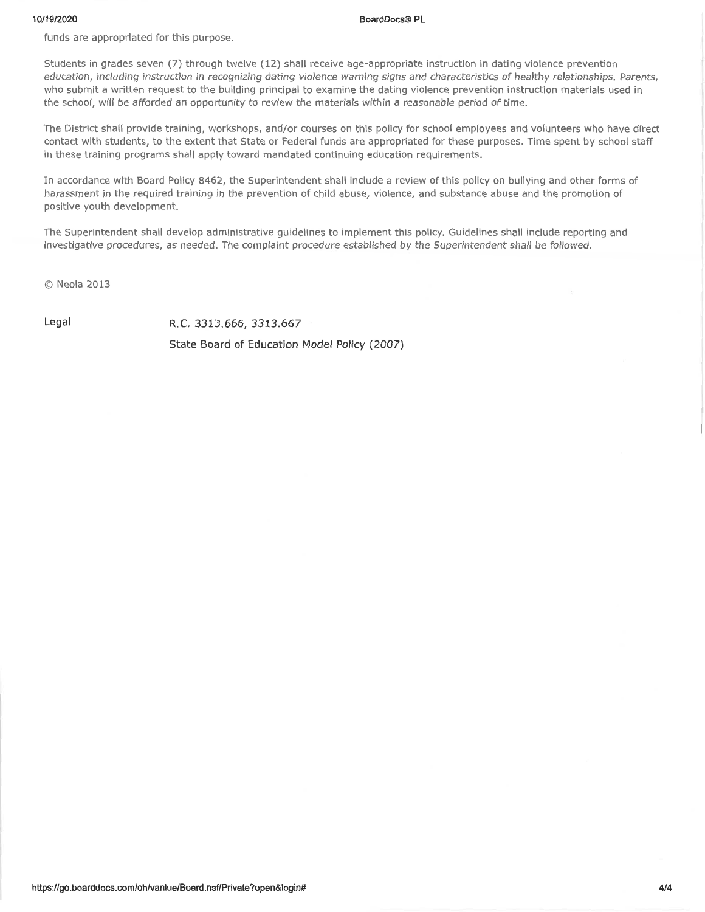funds are appropriated for this purpose.

Students in grades seven (7) through twelve (12) shall receive age-appropriate instruction in dating violence prevention education, including instruction in recognizing dating violence warning signs and characteristics of healthy relationships. Parents, who submit a written request to the building principal to examine the dating violence prevention instruction materials used in the school, will be afforded an opportunity to review the materials within a reasonable period of time.

The District shall provide training, workshops, and/or courses on this policy for school employees and volunteers who have direct contact with students, to the extent that State or Federal funds are appropriated for these purposes. Time spent by school staff in these training programs shall apply toward mandated continuing education requirements.

In accordance with Board Policy 8462, the Superintendent shall include a review of this policy on bullying and other forms of harassment in the required training in the prevention of child abuse, violence, and substance abuse and the promotion of positive youth development.

The Superintendent shall develop administrative guidelines to implement this policy. Guidelines shall include reporting and investigative procedures, as needed. The complaint procedure established by the Superintendent shall be followed.

© Neola 2013

Legal R.C. 3313.666, 3313.667

State Board of Education Model Policy (2007)